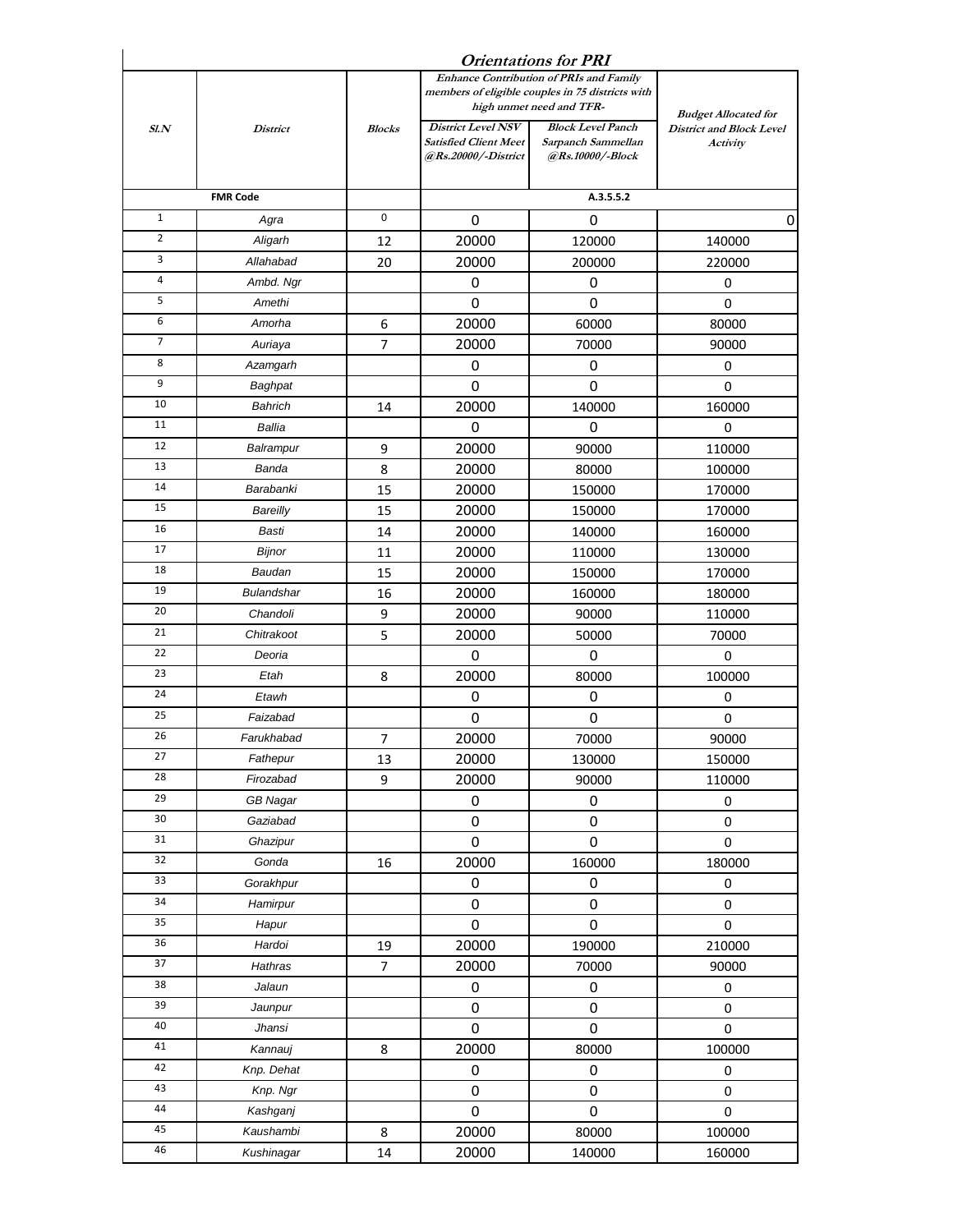## *Orientations for PRI*

| Sl.N | District | Blocks | *Enhance Contribution of PRIs and Family members of eligible couples in 75 districts with high unmet need and TFR-* | | Budget Allocated for District and Block Level Activity |
|---|---|---|---|---|---|
| | | | *District Level NSV Satisfied Client Meet @Rs.20000/-District* | *Block Level Panch Sarpanch Sammellan @Rs.10000/-Block* | |
| FMR Code | | | A.3.5.5.2 | | |
| 1 | Agra | 0 | 0 | 0 | 0 |
| 2 | Aligarh | 12 | 20000 | 120000 | 140000 |
| 3 | Allahabad | 20 | 20000 | 200000 | 220000 |
| 4 | Ambd. Ngr | | 0 | 0 | 0 |
| 5 | Amethi | | 0 | 0 | 0 |
| 6 | Amorha | 6 | 20000 | 60000 | 80000 |
| 7 | Auriaya | 7 | 20000 | 70000 | 90000 |
| 8 | Azamgarh | | 0 | 0 | 0 |
| 9 | Baghpat | | 0 | 0 | 0 |
| 10 | Bahrich | 14 | 20000 | 140000 | 160000 |
| 11 | Ballia | | 0 | 0 | 0 |
| 12 | Balrampur | 9 | 20000 | 90000 | 110000 |
| 13 | Banda | 8 | 20000 | 80000 | 100000 |
| 14 | Barabanki | 15 | 20000 | 150000 | 170000 |
| 15 | Bareilly | 15 | 20000 | 150000 | 170000 |
| 16 | Basti | 14 | 20000 | 140000 | 160000 |
| 17 | Bijnor | 11 | 20000 | 110000 | 130000 |
| 18 | Baudan | 15 | 20000 | 150000 | 170000 |
| 19 | Bulandshar | 16 | 20000 | 160000 | 180000 |
| 20 | Chandoli | 9 | 20000 | 90000 | 110000 |
| 21 | Chitrakoot | 5 | 20000 | 50000 | 70000 |
| 22 | Deoria | | 0 | 0 | 0 |
| 23 | Etah | 8 | 20000 | 80000 | 100000 |
| 24 | Etawh | | 0 | 0 | 0 |
| 25 | Faizabad | | 0 | 0 | 0 |
| 26 | Farukhabad | 7 | 20000 | 70000 | 90000 |
| 27 | Fathepur | 13 | 20000 | 130000 | 150000 |
| 28 | Firozabad | 9 | 20000 | 90000 | 110000 |
| 29 | GB Nagar | | 0 | 0 | 0 |
| 30 | Gaziabad | | 0 | 0 | 0 |
| 31 | Ghazipur | | 0 | 0 | 0 |
| 32 | Gonda | 16 | 20000 | 160000 | 180000 |
| 33 | Gorakhpur | | 0 | 0 | 0 |
| 34 | Hamirpur | | 0 | 0 | 0 |
| 35 | Hapur | | 0 | 0 | 0 |
| 36 | Hardoi | 19 | 20000 | 190000 | 210000 |
| 37 | Hathras | 7 | 20000 | 70000 | 90000 |
| 38 | Jalaun | | 0 | 0 | 0 |
| 39 | Jaunpur | | 0 | 0 | 0 |
| 40 | Jhansi | | 0 | 0 | 0 |
| 41 | Kannauj | 8 | 20000 | 80000 | 100000 |
| 42 | Knp. Dehat | | 0 | 0 | 0 |
| 43 | Knp. Ngr | | 0 | 0 | 0 |
| 44 | Kashganj | | 0 | 0 | 0 |
| 45 | Kaushambi | 8 | 20000 | 80000 | 100000 |
| 46 | Kushinagar | 14 | 20000 | 140000 | 160000 |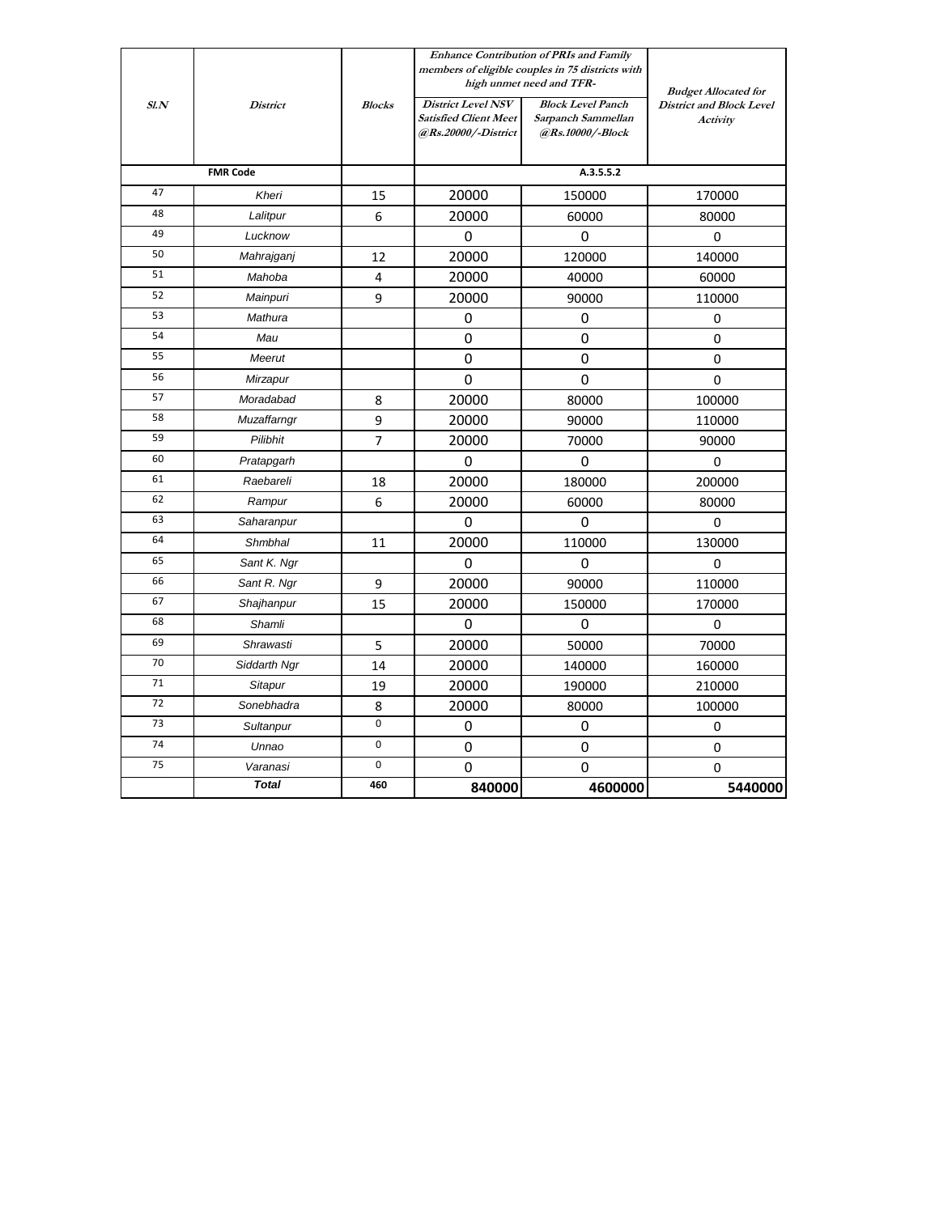| Sl.N | District | Blocks | Enhance Contribution of PRIs and Family members of eligible couples in 75 districts with high unmet need and TFR- | | Budget Allocated for District and Block Level Activity |
|---|---|---|---|---|---|
| | | | District Level NSV Satisfied Client Meet @Rs.20000/-District | Block Level Panch Sarpanch Sammellan @Rs.10000/-Block | |
| FMR Code | | | A.3.5.5.2 | | |
| 47 | Kheri | 15 | 20000 | 150000 | 170000 |
| 48 | Lalitpur | 6 | 20000 | 60000 | 80000 |
| 49 | Lucknow | | 0 | 0 | 0 |
| 50 | Mahrajganj | 12 | 20000 | 120000 | 140000 |
| 51 | Mahoba | 4 | 20000 | 40000 | 60000 |
| 52 | Mainpuri | 9 | 20000 | 90000 | 110000 |
| 53 | Mathura | | 0 | 0 | 0 |
| 54 | Mau | | 0 | 0 | 0 |
| 55 | Meerut | | 0 | 0 | 0 |
| 56 | Mirzapur | | 0 | 0 | 0 |
| 57 | Moradabad | 8 | 20000 | 80000 | 100000 |
| 58 | Muzaffarngr | 9 | 20000 | 90000 | 110000 |
| 59 | Pilibhit | 7 | 20000 | 70000 | 90000 |
| 60 | Pratapgarh | | 0 | 0 | 0 |
| 61 | Raebareli | 18 | 20000 | 180000 | 200000 |
| 62 | Rampur | 6 | 20000 | 60000 | 80000 |
| 63 | Saharanpur | | 0 | 0 | 0 |
| 64 | Shmbhal | 11 | 20000 | 110000 | 130000 |
| 65 | Sant K. Ngr | | 0 | 0 | 0 |
| 66 | Sant R. Ngr | 9 | 20000 | 90000 | 110000 |
| 67 | Shajhanpur | 15 | 20000 | 150000 | 170000 |
| 68 | Shamli | | 0 | 0 | 0 |
| 69 | Shrawasti | 5 | 20000 | 50000 | 70000 |
| 70 | Siddarth Ngr | 14 | 20000 | 140000 | 160000 |
| 71 | Sitapur | 19 | 20000 | 190000 | 210000 |
| 72 | Sonebhadra | 8 | 20000 | 80000 | 100000 |
| 73 | Sultanpur | 0 | 0 | 0 | 0 |
| 74 | Unnao | 0 | 0 | 0 | 0 |
| 75 | Varanasi | 0 | 0 | 0 | 0 |
| | **Total** | **460** | **840000** | **4600000** | **5440000** |